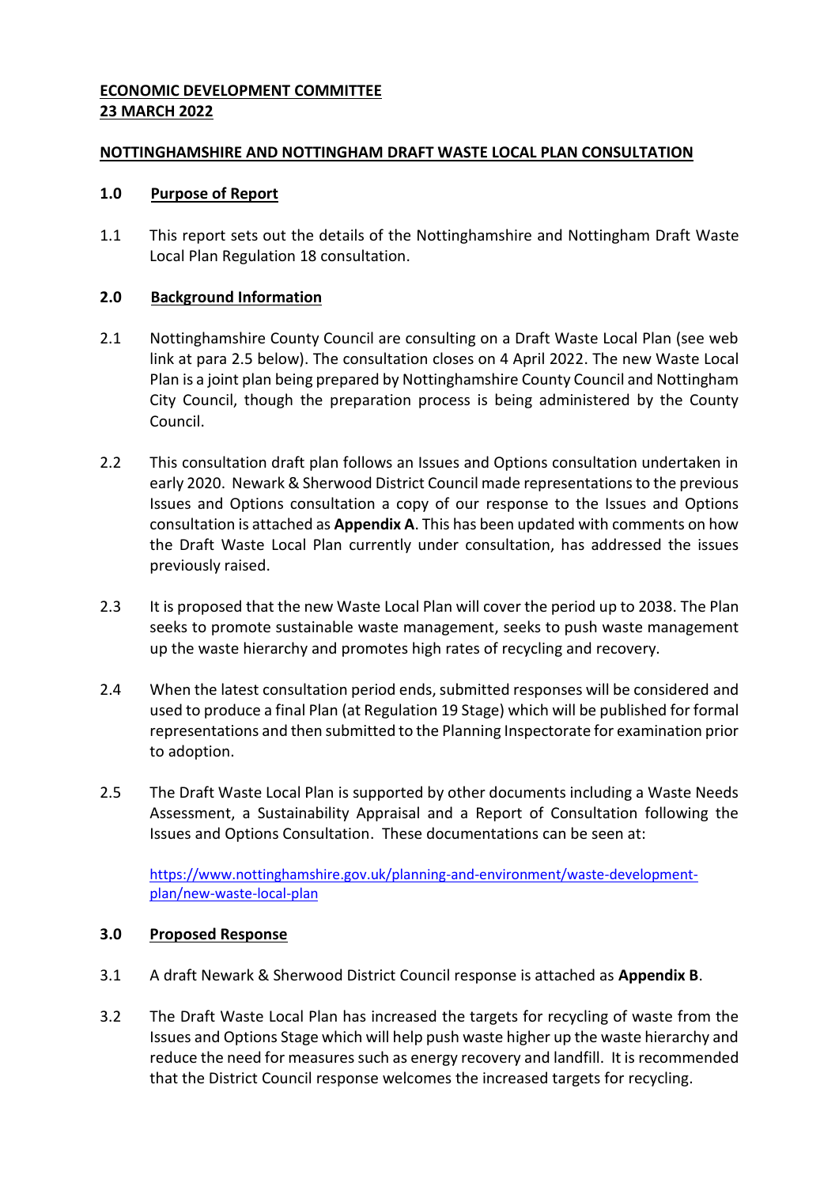**ECONOMIC DEVELOPMENT COMMITTEE**
**23 MARCH 2022**

**NOTTINGHAMSHIRE AND NOTTINGHAM DRAFT WASTE LOCAL PLAN CONSULTATION**

## 1.0 Purpose of Report

1.1 This report sets out the details of the Nottinghamshire and Nottingham Draft Waste Local Plan Regulation 18 consultation.

## 2.0 Background Information

2.1 Nottinghamshire County Council are consulting on a Draft Waste Local Plan (see web link at para 2.5 below). The consultation closes on 4 April 2022. The new Waste Local Plan is a joint plan being prepared by Nottinghamshire County Council and Nottingham City Council, though the preparation process is being administered by the County Council.

2.2 This consultation draft plan follows an Issues and Options consultation undertaken in early 2020. Newark & Sherwood District Council made representations to the previous Issues and Options consultation a copy of our response to the Issues and Options consultation is attached as **Appendix A**. This has been updated with comments on how the Draft Waste Local Plan currently under consultation, has addressed the issues previously raised.

2.3 It is proposed that the new Waste Local Plan will cover the period up to 2038. The Plan seeks to promote sustainable waste management, seeks to push waste management up the waste hierarchy and promotes high rates of recycling and recovery.

2.4 When the latest consultation period ends, submitted responses will be considered and used to produce a final Plan (at Regulation 19 Stage) which will be published for formal representations and then submitted to the Planning Inspectorate for examination prior to adoption.

2.5 The Draft Waste Local Plan is supported by other documents including a Waste Needs Assessment, a Sustainability Appraisal and a Report of Consultation following the Issues and Options Consultation. These documentations can be seen at:

https://www.nottinghamshire.gov.uk/planning-and-environment/waste-development-plan/new-waste-local-plan

## 3.0 Proposed Response

3.1 A draft Newark & Sherwood District Council response is attached as **Appendix B**.

3.2 The Draft Waste Local Plan has increased the targets for recycling of waste from the Issues and Options Stage which will help push waste higher up the waste hierarchy and reduce the need for measures such as energy recovery and landfill. It is recommended that the District Council response welcomes the increased targets for recycling.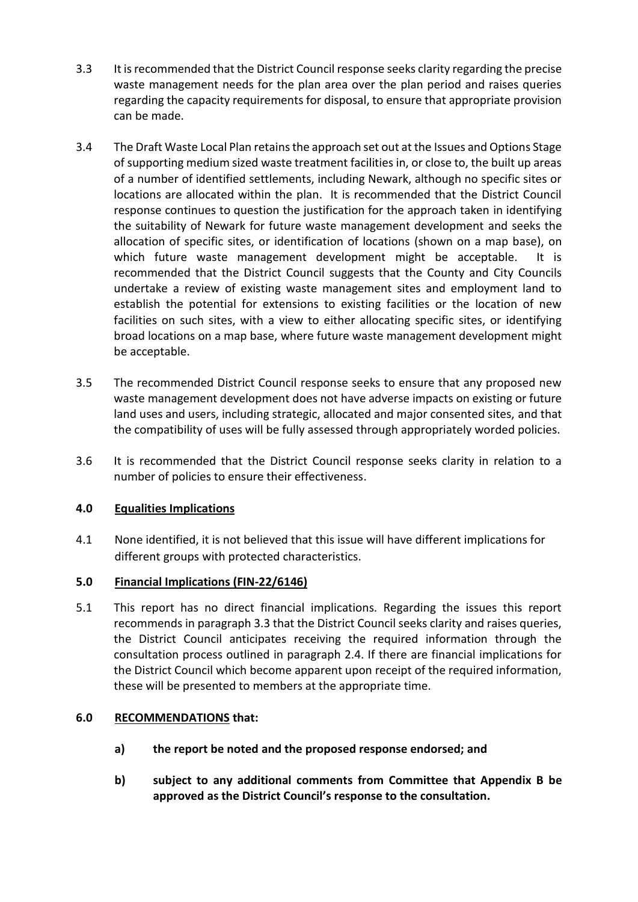3.3 It is recommended that the District Council response seeks clarity regarding the precise waste management needs for the plan area over the plan period and raises queries regarding the capacity requirements for disposal, to ensure that appropriate provision can be made.

3.4 The Draft Waste Local Plan retains the approach set out at the Issues and Options Stage of supporting medium sized waste treatment facilities in, or close to, the built up areas of a number of identified settlements, including Newark, although no specific sites or locations are allocated within the plan. It is recommended that the District Council response continues to question the justification for the approach taken in identifying the suitability of Newark for future waste management development and seeks the allocation of specific sites, or identification of locations (shown on a map base), on which future waste management development might be acceptable. It is recommended that the District Council suggests that the County and City Councils undertake a review of existing waste management sites and employment land to establish the potential for extensions to existing facilities or the location of new facilities on such sites, with a view to either allocating specific sites, or identifying broad locations on a map base, where future waste management development might be acceptable.

3.5 The recommended District Council response seeks to ensure that any proposed new waste management development does not have adverse impacts on existing or future land uses and users, including strategic, allocated and major consented sites, and that the compatibility of uses will be fully assessed through appropriately worded policies.

3.6 It is recommended that the District Council response seeks clarity in relation to a number of policies to ensure their effectiveness.

## 4.0 Equalities Implications

4.1 None identified, it is not believed that this issue will have different implications for different groups with protected characteristics.

## 5.0 Financial Implications (FIN-22/6146)

5.1 This report has no direct financial implications. Regarding the issues this report recommends in paragraph 3.3 that the District Council seeks clarity and raises queries, the District Council anticipates receiving the required information through the consultation process outlined in paragraph 2.4. If there are financial implications for the District Council which become apparent upon receipt of the required information, these will be presented to members at the appropriate time.

## 6.0 RECOMMENDATIONS that:

**a) the report be noted and the proposed response endorsed; and**

**b) subject to any additional comments from Committee that Appendix B be approved as the District Council's response to the consultation.**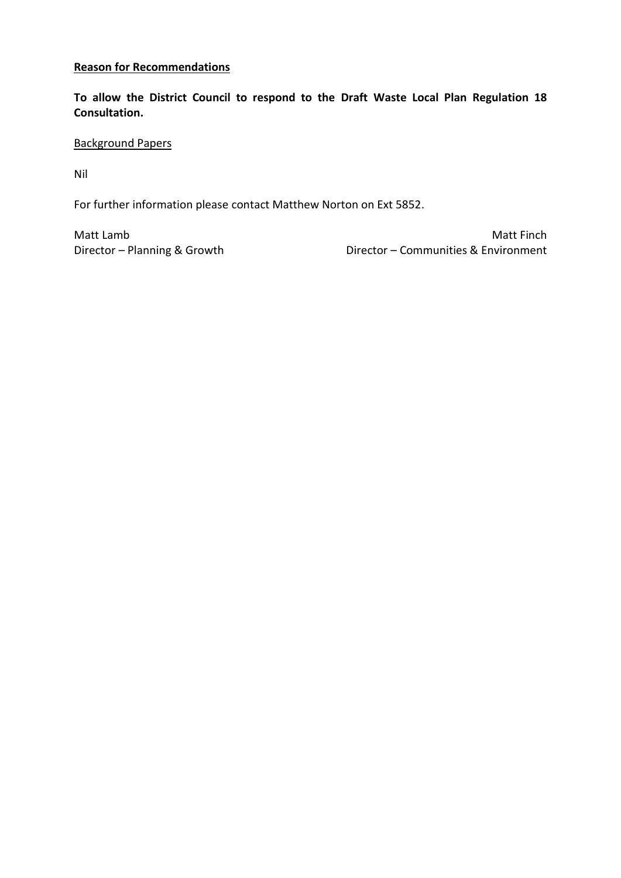**Reason for Recommendations**

**To allow the District Council to respond to the Draft Waste Local Plan Regulation 18 Consultation.**

Background Papers

Nil

For further information please contact Matthew Norton on Ext 5852.

| | |
|---|---|
| Matt Lamb | Matt Finch |
| Director – Planning & Growth | Director – Communities & Environment |